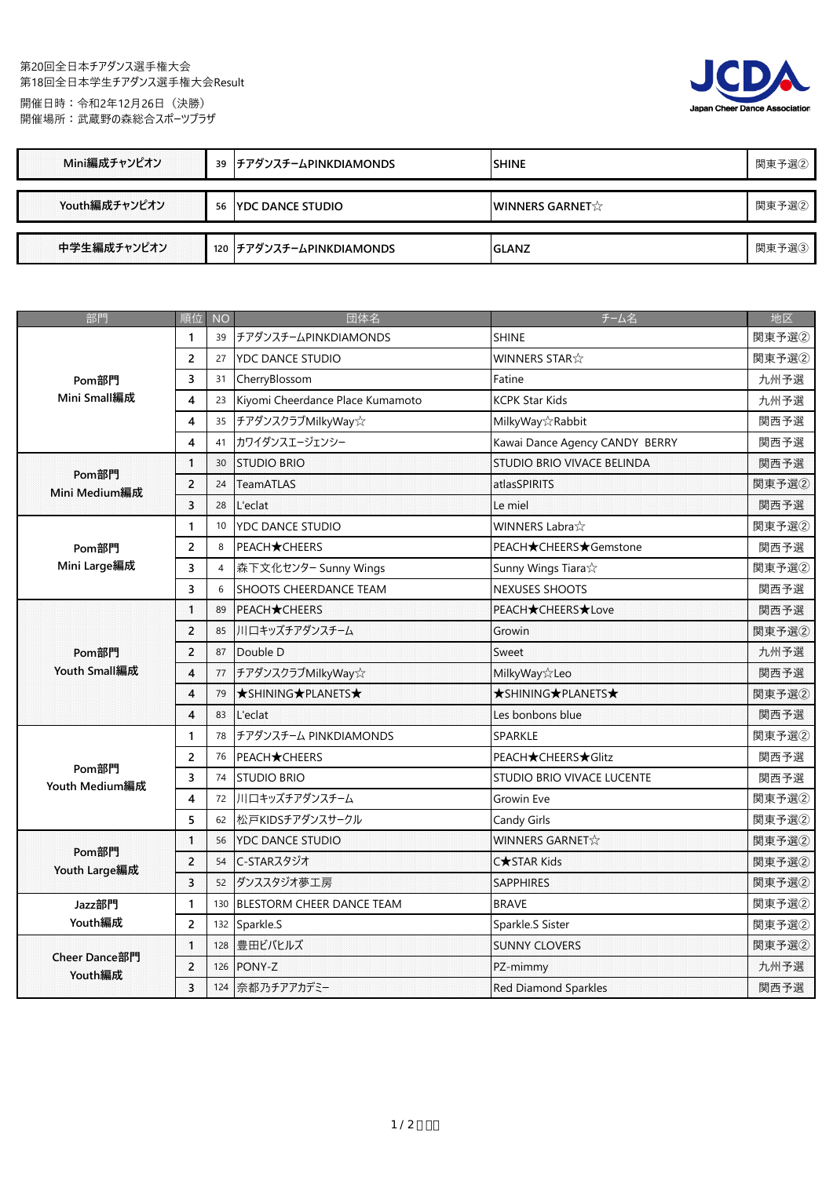第20回全日本チアダンス選手権大会
第18回全日本学生チアダンス選手権大会Result

開催日時：令和2年12月26日（決勝）
開催場所：武蔵野の森総合スポーツプラザ

JCDA Japan Cheer Dance Association

| | NO | 団体名 | チーム名 | 地区 |
|---|---|---|---|---|
| Mini編成チャンピオン | 39 | チアダンスチームPINKDIAMONDS | SHINE | 関東予選② |
| Youth編成チャンピオン | 56 | YDC DANCE STUDIO | WINNERS GARNET☆ | 関東予選② |
| 中学生編成チャンピオン | 120 | チアダンスチームPINKDIAMONDS | GLANZ | 関東予選③ |

| 部門 | 順位 | NO | 団体名 | チーム名 | 地区 |
|---|---|---|---|---|---|
| Pom部門 Mini Small編成 | 1 | 39 | チアダンスチームPINKDIAMONDS | SHINE | 関東予選② |
| | 2 | 27 | YDC DANCE STUDIO | WINNERS STAR☆ | 関東予選② |
| | 3 | 31 | CherryBlossom | Fatine | 九州予選 |
| | 4 | 23 | Kiyomi Cheerdance Place Kumamoto | KCPK Star Kids | 九州予選 |
| | 4 | 35 | チアダンスクラブMilkyWay☆ | MilkyWay☆Rabbit | 関西予選 |
| | 4 | 41 | カワイダンスエージェンシー | Kawai Dance Agency CANDY BERRY | 関西予選 |
| Pom部門 Mini Medium編成 | 1 | 30 | STUDIO BRIO | STUDIO BRIO VIVACE BELINDA | 関西予選 |
| | 2 | 24 | TeamATLAS | atlasSPIRITS | 関東予選② |
| | 3 | 28 | L'eclat | Le miel | 関西予選 |
| Pom部門 Mini Large編成 | 1 | 10 | YDC DANCE STUDIO | WINNERS Labra☆ | 関東予選② |
| | 2 | 8 | PEACH★CHEERS | PEACH★CHEERS★Gemstone | 関西予選 |
| | 3 | 4 | 森下文化センター Sunny Wings | Sunny Wings Tiara☆ | 関東予選② |
| | 3 | 6 | SHOOTS CHEERDANCE TEAM | NEXUSES SHOOTS | 関西予選 |
| Pom部門 Youth Small編成 | 1 | 89 | PEACH★CHEERS | PEACH★CHEERS★Love | 関西予選 |
| | 2 | 85 | 川口キッズチアダンスチーム | Growin | 関東予選② |
| | 2 | 87 | Double D | Sweet | 九州予選 |
| | 4 | 77 | チアダンスクラブMilkyWay☆ | MilkyWay☆Leo | 関西予選 |
| | 4 | 79 | ★SHINING★PLANETS★ | ★SHINING★PLANETS★ | 関東予選② |
| | 4 | 83 | L'eclat | Les bonbons blue | 関西予選 |
| Pom部門 Youth Medium編成 | 1 | 78 | チアダンスチーム PINKDIAMONDS | SPARKLE | 関東予選② |
| | 2 | 76 | PEACH★CHEERS | PEACH★CHEERS★Glitz | 関西予選 |
| | 3 | 74 | STUDIO BRIO | STUDIO BRIO VIVACE LUCENTE | 関西予選 |
| | 4 | 72 | 川口キッズチアダンスチーム | Growin Eve | 関東予選② |
| | 5 | 62 | 松戸KIDSチアダンスサークル | Candy Girls | 関東予選② |
| Pom部門 Youth Large編成 | 1 | 56 | YDC DANCE STUDIO | WINNERS GARNET☆ | 関東予選② |
| | 2 | 54 | C-STARスタジオ | C★STAR Kids | 関東予選② |
| | 3 | 52 | ダンススタジオ夢工房 | SAPPHIRES | 関東予選② |
| Jazz部門 Youth編成 | 1 | 130 | BLESTORM CHEER DANCE TEAM | BRAVE | 関東予選② |
| | 2 | 132 | Sparkle.S | Sparkle.S Sister | 関東予選② |
| Cheer Dance部門 Youth編成 | 1 | 128 | 豊田ビバヒルズ | SUNNY CLOVERS | 関東予選② |
| | 2 | 126 | PONY-Z | PZ-mimmy | 九州予選 |
| | 3 | 124 | 奈都乃チアアカデミー | Red Diamond Sparkles | 関西予選 |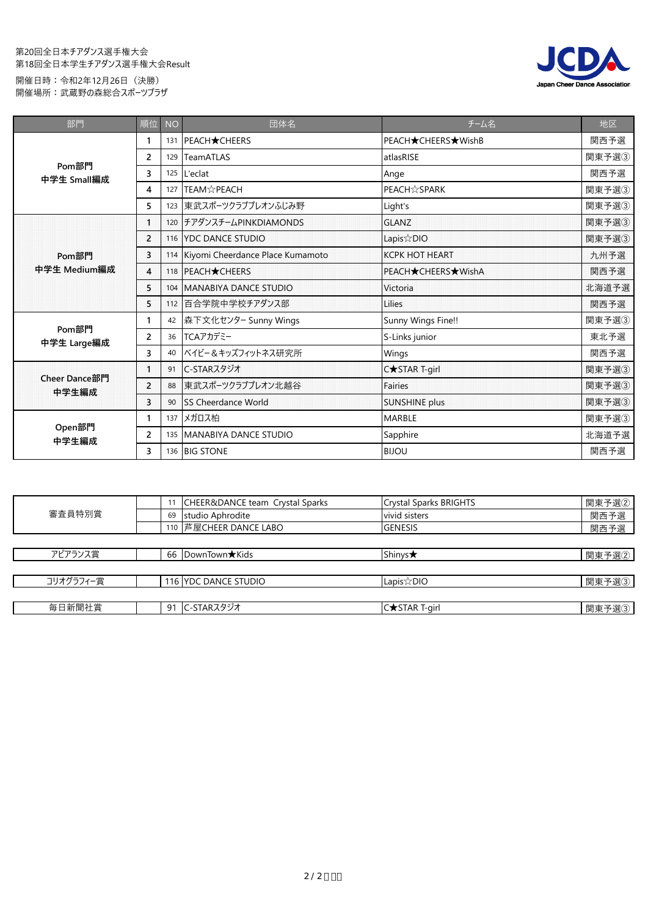第20回全日本チアダンス選手権大会
第18回全日本学生チアダンス選手権大会Result

開催日時：令和2年12月26日（決勝）
開催場所：武蔵野の森総合スポーツプラザ

Japan Cheer Dance Association

| 部門 | 順位 | NO | 団体名 | チーム名 | 地区 |
|---|---|---|---|---|---|
| Pom部門 中学生 Small編成 | 1 | 131 | PEACH★CHEERS | PEACH★CHEERS★WishB | 関西予選 |
| | 2 | 129 | TeamATLAS | atlasRISE | 関東予選③ |
| | 3 | 125 | L'eclat | Ange | 関西予選 |
| | 4 | 127 | TEAM☆PEACH | PEACH☆SPARK | 関東予選③ |
| | 5 | 123 | 東武スポーツクラブプレオンふじみ野 | Light's | 関東予選③ |
| Pom部門 中学生 Medium編成 | 1 | 120 | チアダンスチームPINKDIAMONDS | GLANZ | 関東予選③ |
| | 2 | 116 | YDC DANCE STUDIO | Lapis☆DIO | 関東予選③ |
| | 3 | 114 | Kiyomi Cheerdance Place Kumamoto | KCPK HOT HEART | 九州予選 |
| | 4 | 118 | PEACH★CHEERS | PEACH★CHEERS★WishA | 関西予選 |
| | 5 | 104 | MANABIYA DANCE STUDIO | Victoria | 北海道予選 |
| | 5 | 112 | 百合学院中学校チアダンス部 | Lilies | 関西予選 |
| Pom部門 中学生 Large編成 | 1 | 42 | 森下文化センター Sunny Wings | Sunny Wings Fine!! | 関東予選③ |
| | 2 | 36 | TCAアカデミー | S-Links junior | 東北予選 |
| | 3 | 40 | ベイビー＆キッズフィットネス研究所 | Wings | 関西予選 |
| Cheer Dance部門 中学生編成 | 1 | 91 | C-STARスタジオ | C★STAR T-girl | 関東予選③ |
| | 2 | 88 | 東武スポーツクラブプレオン北越谷 | Fairies | 関東予選③ |
| | 3 | 90 | SS Cheerdance World | SUNSHINE plus | 関東予選③ |
| Open部門 中学生編成 | 1 | 137 | メガロス柏 | MARBLE | 関東予選③ |
| | 2 | 135 | MANABIYA DANCE STUDIO | Sapphire | 北海道予選 |
| | 3 | 136 | BIG STONE | BIJOU | 関西予選 |

| | | | | | |
|---|---|---|---|---|---|
| 審査員特別賞 | | 11 | CHEER&DANCE team Crystal Sparks | Crystal Sparks BRIGHTS | 関東予選② |
| | | 69 | studio Aphrodite | vivid sisters | 関西予選 |
| | | 110 | 芦屋CHEER DANCE LABO | GENESIS | 関西予選 |
| アピアランス賞 | | 66 | DownTown★Kids | Shinys★ | 関東予選② |
| コリオグラフィー賞 | | 116 | YDC DANCE STUDIO | Lapis☆DIO | 関東予選③ |
| 毎日新聞社賞 | | 91 | C-STARスタジオ | C★STAR T-girl | 関東予選③ |